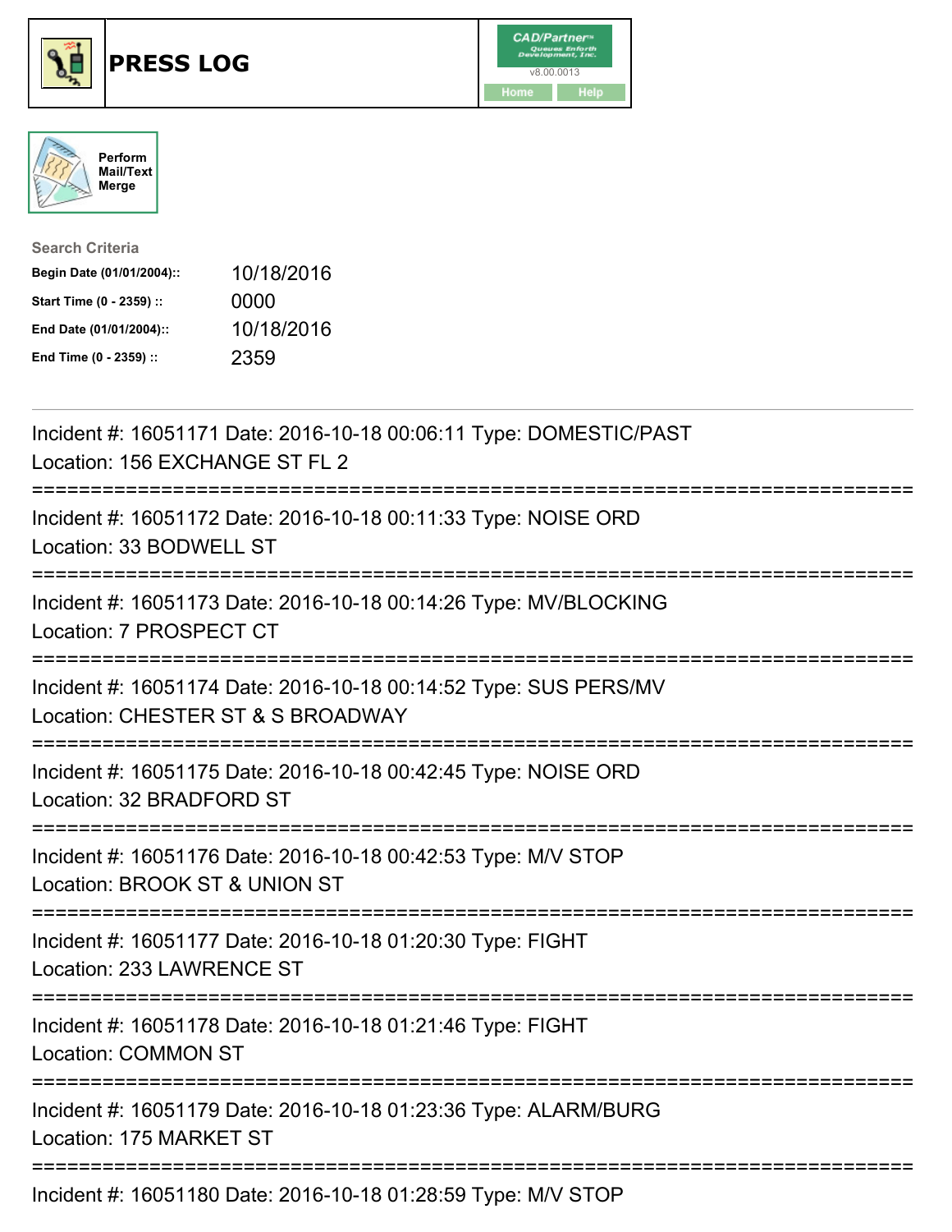# PRESS LOG

CAD/Partner™
v8.00.0013
Home Help

Perform Mail/Text Merge

**Search Criteria**

| | |
|---|---|
| **Begin Date (01/01/2004)::** | 10/18/2016 |
| **Start Time (0 - 2359) ::** | 0000 |
| **End Date (01/01/2004)::** | 10/18/2016 |
| **End Time (0 - 2359) ::** | 2359 |

Incident #: 16051171 Date: 2016-10-18 00:06:11 Type: DOMESTIC/PAST
Location: 156 EXCHANGE ST FL 2

===========================================================================

Incident #: 16051172 Date: 2016-10-18 00:11:33 Type: NOISE ORD
Location: 33 BODWELL ST

===========================================================================

Incident #: 16051173 Date: 2016-10-18 00:14:26 Type: MV/BLOCKING
Location: 7 PROSPECT CT

===========================================================================

Incident #: 16051174 Date: 2016-10-18 00:14:52 Type: SUS PERS/MV
Location: CHESTER ST & S BROADWAY

===========================================================================

Incident #: 16051175 Date: 2016-10-18 00:42:45 Type: NOISE ORD
Location: 32 BRADFORD ST

===========================================================================

Incident #: 16051176 Date: 2016-10-18 00:42:53 Type: M/V STOP
Location: BROOK ST & UNION ST

===========================================================================

Incident #: 16051177 Date: 2016-10-18 01:20:30 Type: FIGHT
Location: 233 LAWRENCE ST

===========================================================================

Incident #: 16051178 Date: 2016-10-18 01:21:46 Type: FIGHT
Location: COMMON ST

===========================================================================

Incident #: 16051179 Date: 2016-10-18 01:23:36 Type: ALARM/BURG
Location: 175 MARKET ST

===========================================================================

Incident #: 16051180 Date: 2016-10-18 01:28:59 Type: M/V STOP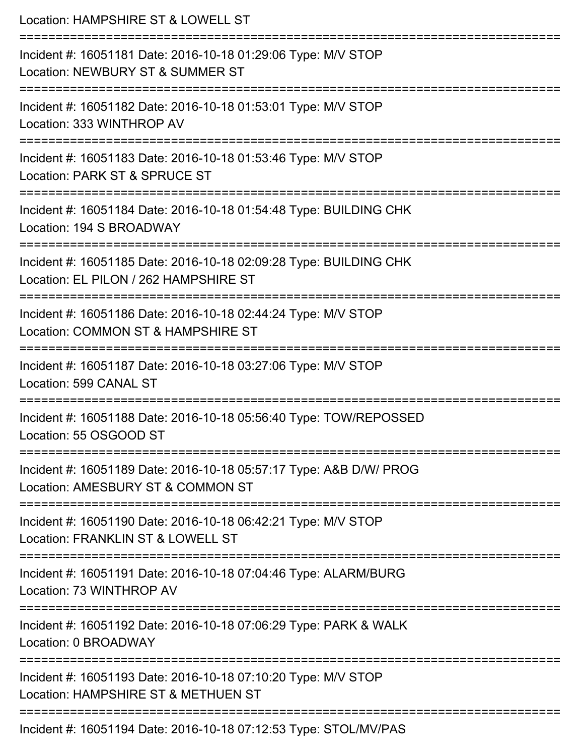Location: HAMPSHIRE ST & LOWELL ST

===========================================================================

Incident #: 16051181 Date: 2016-10-18 01:29:06 Type: M/V STOP

Location: NEWBURY ST & SUMMER ST

===========================================================================

Incident #: 16051182 Date: 2016-10-18 01:53:01 Type: M/V STOP

Location: 333 WINTHROP AV

===========================================================================

Incident #: 16051183 Date: 2016-10-18 01:53:46 Type: M/V STOP

Location: PARK ST & SPRUCE ST

===========================================================================

Incident #: 16051184 Date: 2016-10-18 01:54:48 Type: BUILDING CHK

Location: 194 S BROADWAY

===========================================================================

Incident #: 16051185 Date: 2016-10-18 02:09:28 Type: BUILDING CHK

Location: EL PILON / 262 HAMPSHIRE ST

===========================================================================

Incident #: 16051186 Date: 2016-10-18 02:44:24 Type: M/V STOP

Location: COMMON ST & HAMPSHIRE ST

===========================================================================

Incident #: 16051187 Date: 2016-10-18 03:27:06 Type: M/V STOP

Location: 599 CANAL ST

===========================================================================

Incident #: 16051188 Date: 2016-10-18 05:56:40 Type: TOW/REPOSSED

Location: 55 OSGOOD ST

===========================================================================

Incident #: 16051189 Date: 2016-10-18 05:57:17 Type: A&B D/W/ PROG

Location: AMESBURY ST & COMMON ST

===========================================================================

Incident #: 16051190 Date: 2016-10-18 06:42:21 Type: M/V STOP

Location: FRANKLIN ST & LOWELL ST

===========================================================================

Incident #: 16051191 Date: 2016-10-18 07:04:46 Type: ALARM/BURG

Location: 73 WINTHROP AV

===========================================================================

Incident #: 16051192 Date: 2016-10-18 07:06:29 Type: PARK & WALK

Location: 0 BROADWAY

===========================================================================

Incident #: 16051193 Date: 2016-10-18 07:10:20 Type: M/V STOP

Location: HAMPSHIRE ST & METHUEN ST

===========================================================================

Incident #: 16051194 Date: 2016-10-18 07:12:53 Type: STOL/MV/PAS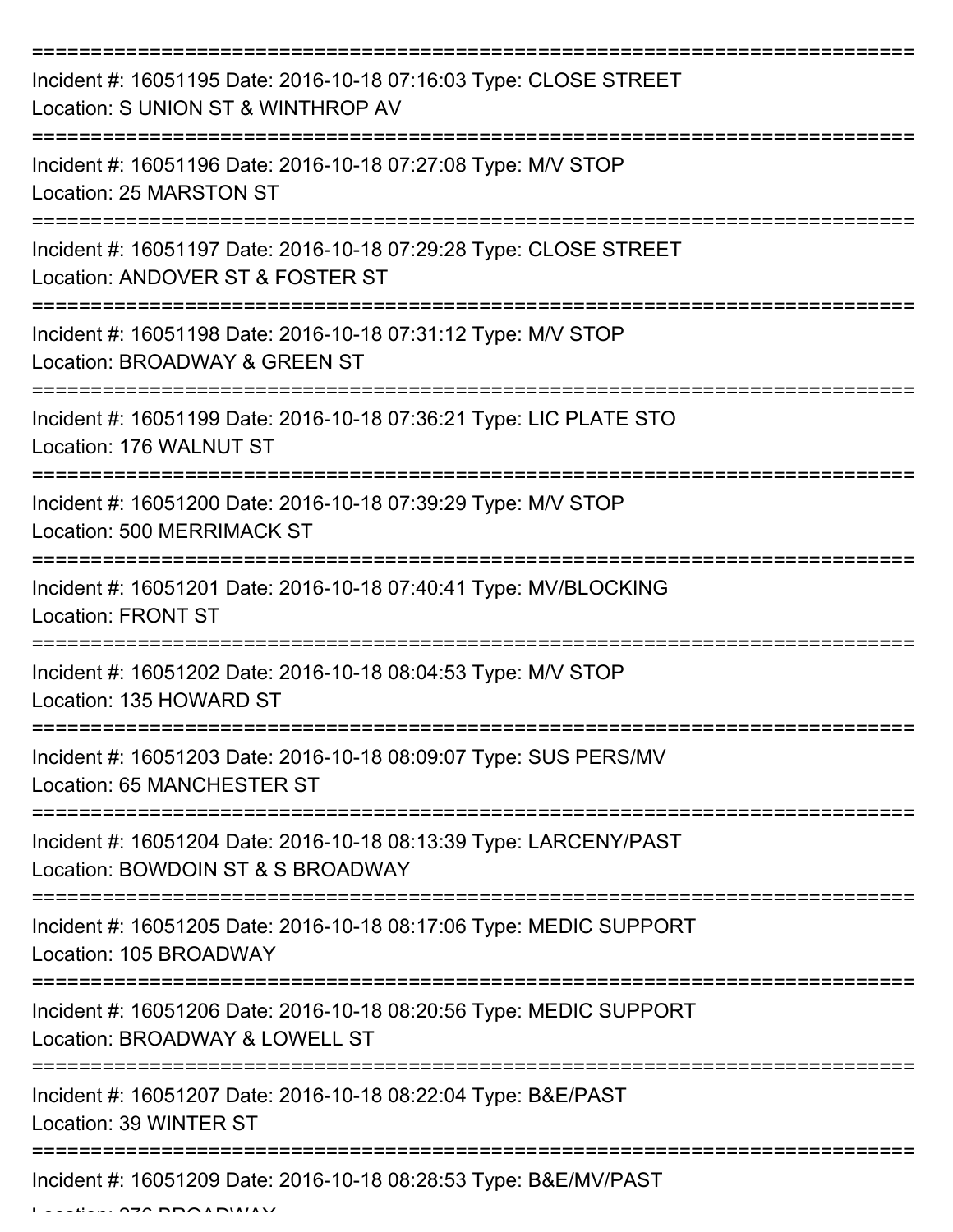===========================================================================

Incident #: 16051195 Date: 2016-10-18 07:16:03 Type: CLOSE STREET
Location: S UNION ST & WINTHROP AV

===========================================================================

Incident #: 16051196 Date: 2016-10-18 07:27:08 Type: M/V STOP
Location: 25 MARSTON ST

===========================================================================

Incident #: 16051197 Date: 2016-10-18 07:29:28 Type: CLOSE STREET
Location: ANDOVER ST & FOSTER ST

===========================================================================

Incident #: 16051198 Date: 2016-10-18 07:31:12 Type: M/V STOP
Location: BROADWAY & GREEN ST

===========================================================================

Incident #: 16051199 Date: 2016-10-18 07:36:21 Type: LIC PLATE STO
Location: 176 WALNUT ST

===========================================================================

Incident #: 16051200 Date: 2016-10-18 07:39:29 Type: M/V STOP
Location: 500 MERRIMACK ST

===========================================================================

Incident #: 16051201 Date: 2016-10-18 07:40:41 Type: MV/BLOCKING
Location: FRONT ST

===========================================================================

Incident #: 16051202 Date: 2016-10-18 08:04:53 Type: M/V STOP
Location: 135 HOWARD ST

===========================================================================

Incident #: 16051203 Date: 2016-10-18 08:09:07 Type: SUS PERS/MV
Location: 65 MANCHESTER ST

===========================================================================

Incident #: 16051204 Date: 2016-10-18 08:13:39 Type: LARCENY/PAST
Location: BOWDOIN ST & S BROADWAY

===========================================================================

Incident #: 16051205 Date: 2016-10-18 08:17:06 Type: MEDIC SUPPORT
Location: 105 BROADWAY

===========================================================================

Incident #: 16051206 Date: 2016-10-18 08:20:56 Type: MEDIC SUPPORT
Location: BROADWAY & LOWELL ST

===========================================================================

Incident #: 16051207 Date: 2016-10-18 08:22:04 Type: B&E/PAST
Location: 39 WINTER ST

===========================================================================

Incident #: 16051209 Date: 2016-10-18 08:28:53 Type: B&E/MV/PAST
Location: 276 BROADWAY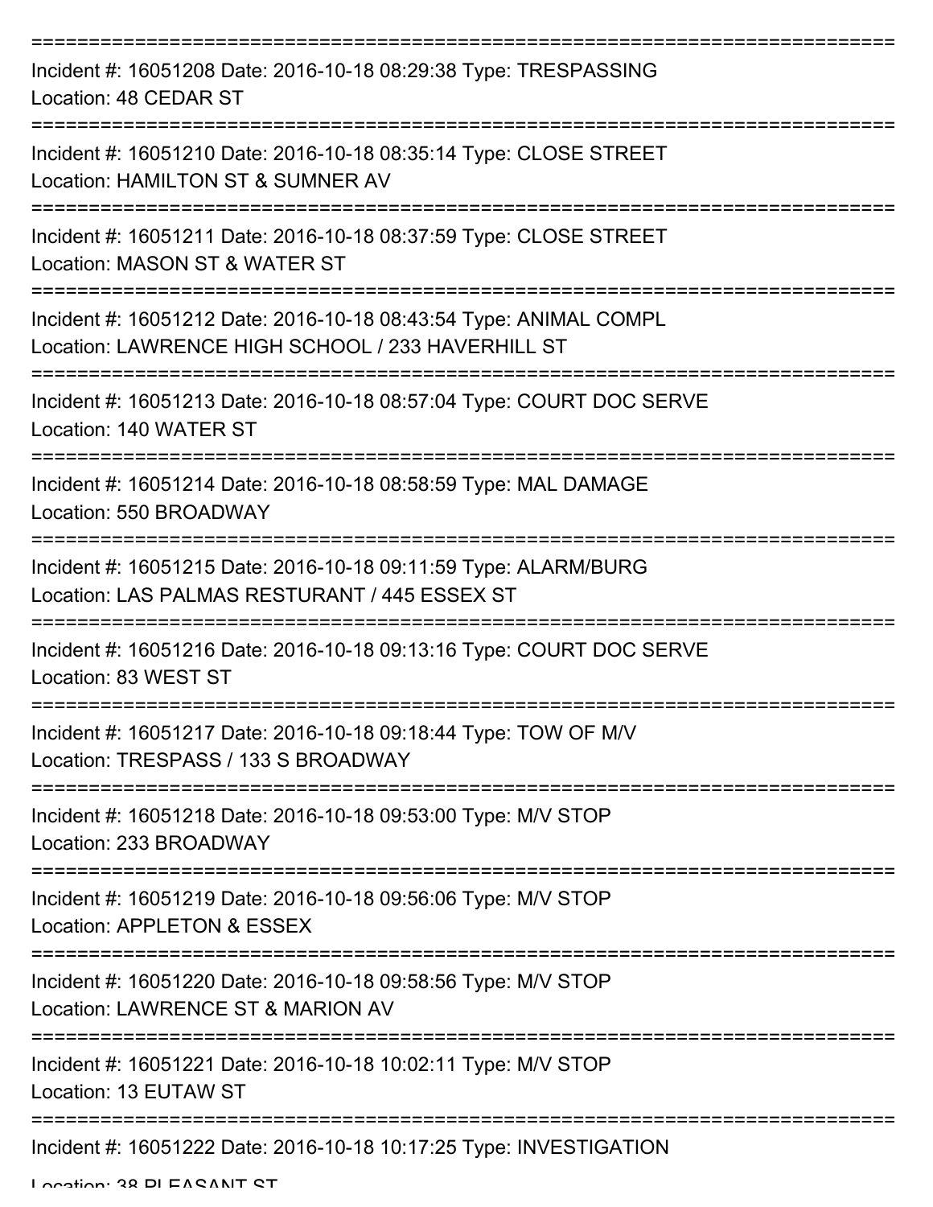===========================================================================

Incident #: 16051208 Date: 2016-10-18 08:29:38 Type: TRESPASSING
Location: 48 CEDAR ST

===========================================================================

Incident #: 16051210 Date: 2016-10-18 08:35:14 Type: CLOSE STREET
Location: HAMILTON ST & SUMNER AV

===========================================================================

Incident #: 16051211 Date: 2016-10-18 08:37:59 Type: CLOSE STREET
Location: MASON ST & WATER ST

===========================================================================

Incident #: 16051212 Date: 2016-10-18 08:43:54 Type: ANIMAL COMPL
Location: LAWRENCE HIGH SCHOOL / 233 HAVERHILL ST

===========================================================================

Incident #: 16051213 Date: 2016-10-18 08:57:04 Type: COURT DOC SERVE
Location: 140 WATER ST

===========================================================================

Incident #: 16051214 Date: 2016-10-18 08:58:59 Type: MAL DAMAGE
Location: 550 BROADWAY

===========================================================================

Incident #: 16051215 Date: 2016-10-18 09:11:59 Type: ALARM/BURG
Location: LAS PALMAS RESTURANT / 445 ESSEX ST

===========================================================================

Incident #: 16051216 Date: 2016-10-18 09:13:16 Type: COURT DOC SERVE
Location: 83 WEST ST

===========================================================================

Incident #: 16051217 Date: 2016-10-18 09:18:44 Type: TOW OF M/V
Location: TRESPASS / 133 S BROADWAY

===========================================================================

Incident #: 16051218 Date: 2016-10-18 09:53:00 Type: M/V STOP
Location: 233 BROADWAY

===========================================================================

Incident #: 16051219 Date: 2016-10-18 09:56:06 Type: M/V STOP
Location: APPLETON & ESSEX

===========================================================================

Incident #: 16051220 Date: 2016-10-18 09:58:56 Type: M/V STOP
Location: LAWRENCE ST & MARION AV

===========================================================================

Incident #: 16051221 Date: 2016-10-18 10:02:11 Type: M/V STOP
Location: 13 EUTAW ST

===========================================================================

Incident #: 16051222 Date: 2016-10-18 10:17:25 Type: INVESTIGATION
Location: 38 PLEASANT ST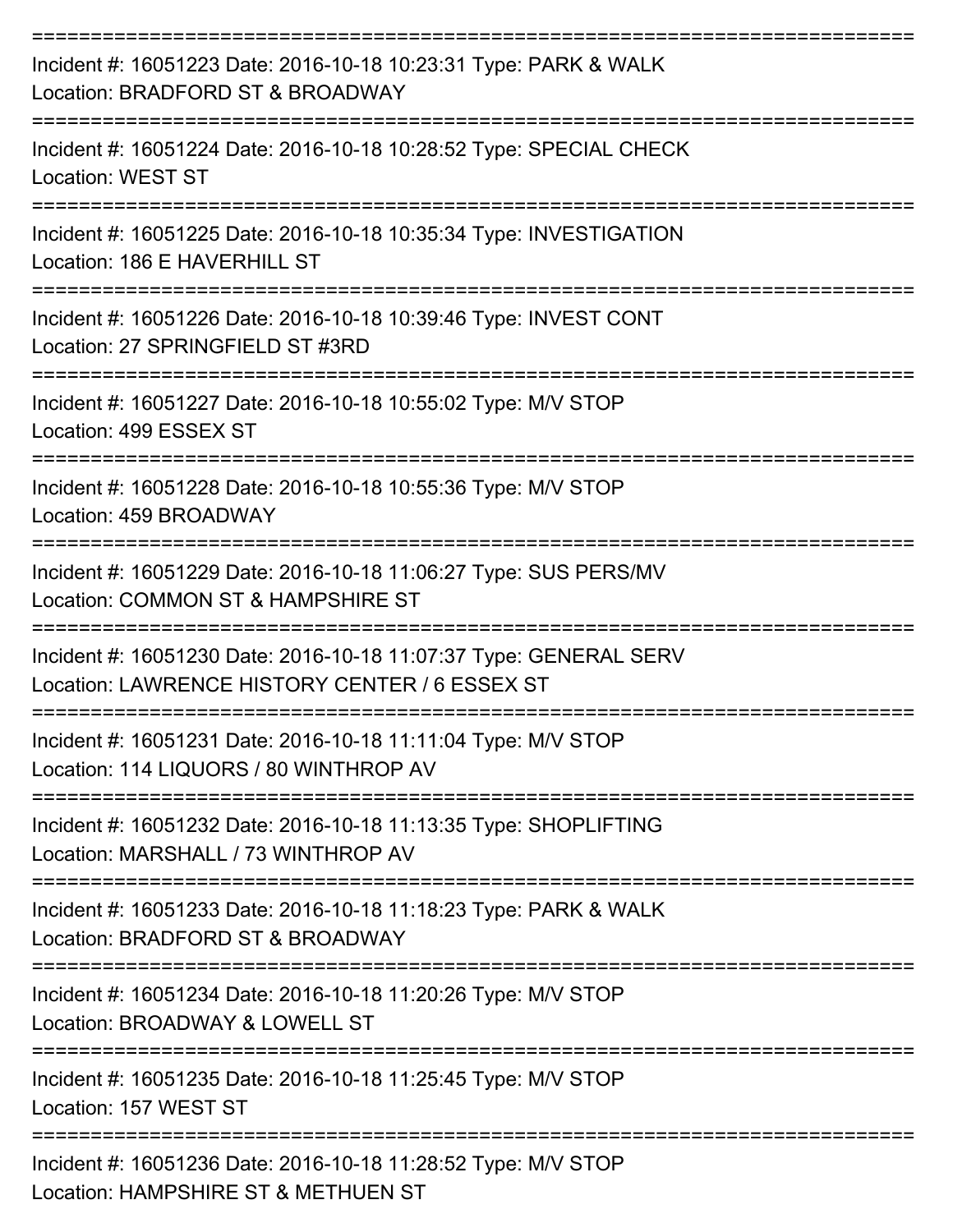===========================================================================

Incident #: 16051223 Date: 2016-10-18 10:23:31 Type: PARK & WALK
Location: BRADFORD ST & BROADWAY

===========================================================================

Incident #: 16051224 Date: 2016-10-18 10:28:52 Type: SPECIAL CHECK
Location: WEST ST

===========================================================================

Incident #: 16051225 Date: 2016-10-18 10:35:34 Type: INVESTIGATION
Location: 186 E HAVERHILL ST

===========================================================================

Incident #: 16051226 Date: 2016-10-18 10:39:46 Type: INVEST CONT
Location: 27 SPRINGFIELD ST #3RD

===========================================================================

Incident #: 16051227 Date: 2016-10-18 10:55:02 Type: M/V STOP
Location: 499 ESSEX ST

===========================================================================

Incident #: 16051228 Date: 2016-10-18 10:55:36 Type: M/V STOP
Location: 459 BROADWAY

===========================================================================

Incident #: 16051229 Date: 2016-10-18 11:06:27 Type: SUS PERS/MV
Location: COMMON ST & HAMPSHIRE ST

===========================================================================

Incident #: 16051230 Date: 2016-10-18 11:07:37 Type: GENERAL SERV
Location: LAWRENCE HISTORY CENTER / 6 ESSEX ST

===========================================================================

Incident #: 16051231 Date: 2016-10-18 11:11:04 Type: M/V STOP
Location: 114 LIQUORS / 80 WINTHROP AV

===========================================================================

Incident #: 16051232 Date: 2016-10-18 11:13:35 Type: SHOPLIFTING
Location: MARSHALL / 73 WINTHROP AV

===========================================================================

Incident #: 16051233 Date: 2016-10-18 11:18:23 Type: PARK & WALK
Location: BRADFORD ST & BROADWAY

===========================================================================

Incident #: 16051234 Date: 2016-10-18 11:20:26 Type: M/V STOP
Location: BROADWAY & LOWELL ST

===========================================================================

Incident #: 16051235 Date: 2016-10-18 11:25:45 Type: M/V STOP
Location: 157 WEST ST

===========================================================================

Incident #: 16051236 Date: 2016-10-18 11:28:52 Type: M/V STOP
Location: HAMPSHIRE ST & METHUEN ST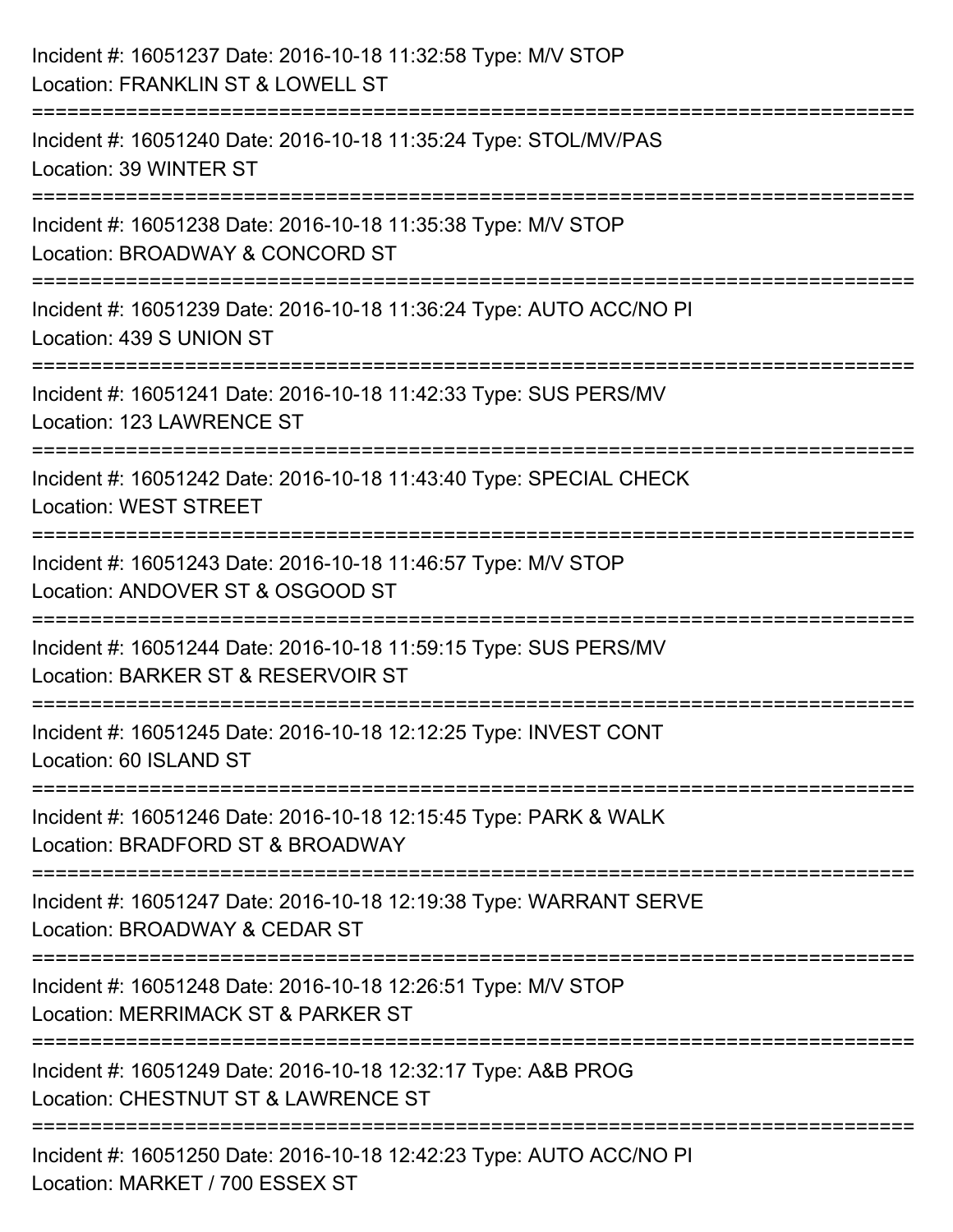Incident #: 16051237 Date: 2016-10-18 11:32:58 Type: M/V STOP
Location: FRANKLIN ST & LOWELL ST

===========================================================================

Incident #: 16051240 Date: 2016-10-18 11:35:24 Type: STOL/MV/PAS
Location: 39 WINTER ST

===========================================================================

Incident #: 16051238 Date: 2016-10-18 11:35:38 Type: M/V STOP
Location: BROADWAY & CONCORD ST

===========================================================================

Incident #: 16051239 Date: 2016-10-18 11:36:24 Type: AUTO ACC/NO PI
Location: 439 S UNION ST

===========================================================================

Incident #: 16051241 Date: 2016-10-18 11:42:33 Type: SUS PERS/MV
Location: 123 LAWRENCE ST

===========================================================================

Incident #: 16051242 Date: 2016-10-18 11:43:40 Type: SPECIAL CHECK
Location: WEST STREET

===========================================================================

Incident #: 16051243 Date: 2016-10-18 11:46:57 Type: M/V STOP
Location: ANDOVER ST & OSGOOD ST

===========================================================================

Incident #: 16051244 Date: 2016-10-18 11:59:15 Type: SUS PERS/MV
Location: BARKER ST & RESERVOIR ST

===========================================================================

Incident #: 16051245 Date: 2016-10-18 12:12:25 Type: INVEST CONT
Location: 60 ISLAND ST

===========================================================================

Incident #: 16051246 Date: 2016-10-18 12:15:45 Type: PARK & WALK
Location: BRADFORD ST & BROADWAY

===========================================================================

Incident #: 16051247 Date: 2016-10-18 12:19:38 Type: WARRANT SERVE
Location: BROADWAY & CEDAR ST

===========================================================================

Incident #: 16051248 Date: 2016-10-18 12:26:51 Type: M/V STOP
Location: MERRIMACK ST & PARKER ST

===========================================================================

Incident #: 16051249 Date: 2016-10-18 12:32:17 Type: A&B PROG
Location: CHESTNUT ST & LAWRENCE ST

===========================================================================

Incident #: 16051250 Date: 2016-10-18 12:42:23 Type: AUTO ACC/NO PI
Location: MARKET / 700 ESSEX ST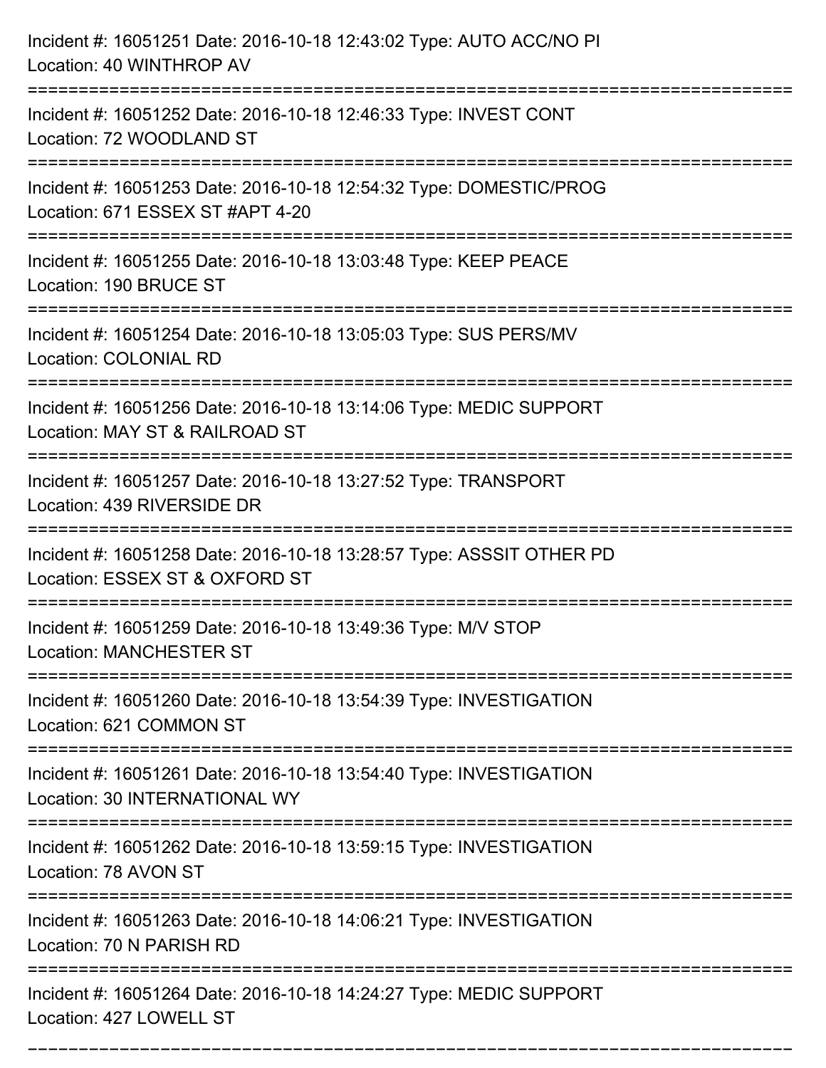Incident #: 16051251 Date: 2016-10-18 12:43:02 Type: AUTO ACC/NO PI
Location: 40 WINTHROP AV

===========================================================================

Incident #: 16051252 Date: 2016-10-18 12:46:33 Type: INVEST CONT
Location: 72 WOODLAND ST

===========================================================================

Incident #: 16051253 Date: 2016-10-18 12:54:32 Type: DOMESTIC/PROG
Location: 671 ESSEX ST #APT 4-20

===========================================================================

Incident #: 16051255 Date: 2016-10-18 13:03:48 Type: KEEP PEACE
Location: 190 BRUCE ST

===========================================================================

Incident #: 16051254 Date: 2016-10-18 13:05:03 Type: SUS PERS/MV
Location: COLONIAL RD

===========================================================================

Incident #: 16051256 Date: 2016-10-18 13:14:06 Type: MEDIC SUPPORT
Location: MAY ST & RAILROAD ST

===========================================================================

Incident #: 16051257 Date: 2016-10-18 13:27:52 Type: TRANSPORT
Location: 439 RIVERSIDE DR

===========================================================================

Incident #: 16051258 Date: 2016-10-18 13:28:57 Type: ASSSIT OTHER PD
Location: ESSEX ST & OXFORD ST

===========================================================================

Incident #: 16051259 Date: 2016-10-18 13:49:36 Type: M/V STOP
Location: MANCHESTER ST

===========================================================================

Incident #: 16051260 Date: 2016-10-18 13:54:39 Type: INVESTIGATION
Location: 621 COMMON ST

===========================================================================

Incident #: 16051261 Date: 2016-10-18 13:54:40 Type: INVESTIGATION
Location: 30 INTERNATIONAL WY

===========================================================================

Incident #: 16051262 Date: 2016-10-18 13:59:15 Type: INVESTIGATION
Location: 78 AVON ST

===========================================================================

Incident #: 16051263 Date: 2016-10-18 14:06:21 Type: INVESTIGATION
Location: 70 N PARISH RD

===========================================================================

Incident #: 16051264 Date: 2016-10-18 14:24:27 Type: MEDIC SUPPORT
Location: 427 LOWELL ST

===========================================================================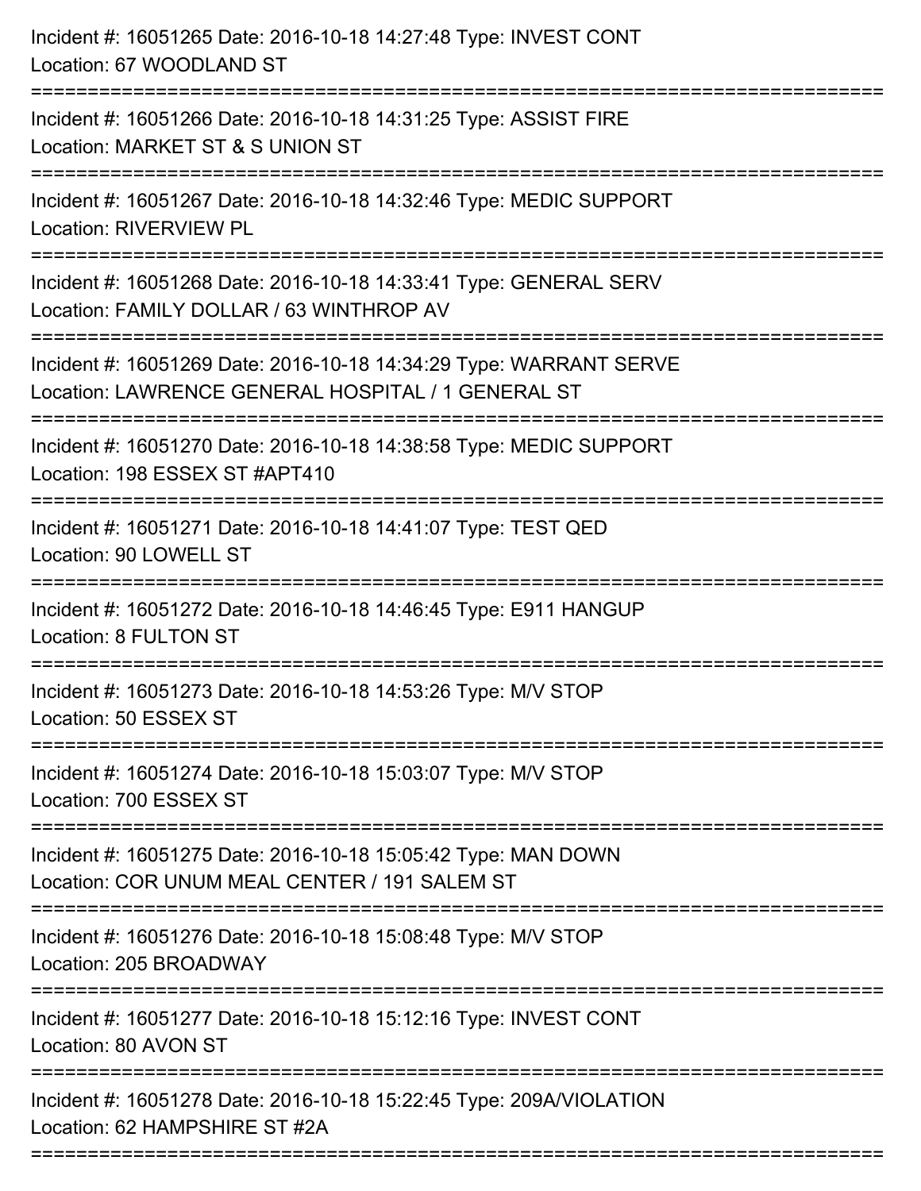Incident #: 16051265 Date: 2016-10-18 14:27:48 Type: INVEST CONT
Location: 67 WOODLAND ST

===========================================================================

Incident #: 16051266 Date: 2016-10-18 14:31:25 Type: ASSIST FIRE
Location: MARKET ST & S UNION ST

===========================================================================

Incident #: 16051267 Date: 2016-10-18 14:32:46 Type: MEDIC SUPPORT
Location: RIVERVIEW PL

===========================================================================

Incident #: 16051268 Date: 2016-10-18 14:33:41 Type: GENERAL SERV
Location: FAMILY DOLLAR / 63 WINTHROP AV

===========================================================================

Incident #: 16051269 Date: 2016-10-18 14:34:29 Type: WARRANT SERVE
Location: LAWRENCE GENERAL HOSPITAL / 1 GENERAL ST

===========================================================================

Incident #: 16051270 Date: 2016-10-18 14:38:58 Type: MEDIC SUPPORT
Location: 198 ESSEX ST #APT410

===========================================================================

Incident #: 16051271 Date: 2016-10-18 14:41:07 Type: TEST QED
Location: 90 LOWELL ST

===========================================================================

Incident #: 16051272 Date: 2016-10-18 14:46:45 Type: E911 HANGUP
Location: 8 FULTON ST

===========================================================================

Incident #: 16051273 Date: 2016-10-18 14:53:26 Type: M/V STOP
Location: 50 ESSEX ST

===========================================================================

Incident #: 16051274 Date: 2016-10-18 15:03:07 Type: M/V STOP
Location: 700 ESSEX ST

===========================================================================

Incident #: 16051275 Date: 2016-10-18 15:05:42 Type: MAN DOWN
Location: COR UNUM MEAL CENTER / 191 SALEM ST

===========================================================================

Incident #: 16051276 Date: 2016-10-18 15:08:48 Type: M/V STOP
Location: 205 BROADWAY

===========================================================================

Incident #: 16051277 Date: 2016-10-18 15:12:16 Type: INVEST CONT
Location: 80 AVON ST

===========================================================================

Incident #: 16051278 Date: 2016-10-18 15:22:45 Type: 209A/VIOLATION
Location: 62 HAMPSHIRE ST #2A

===========================================================================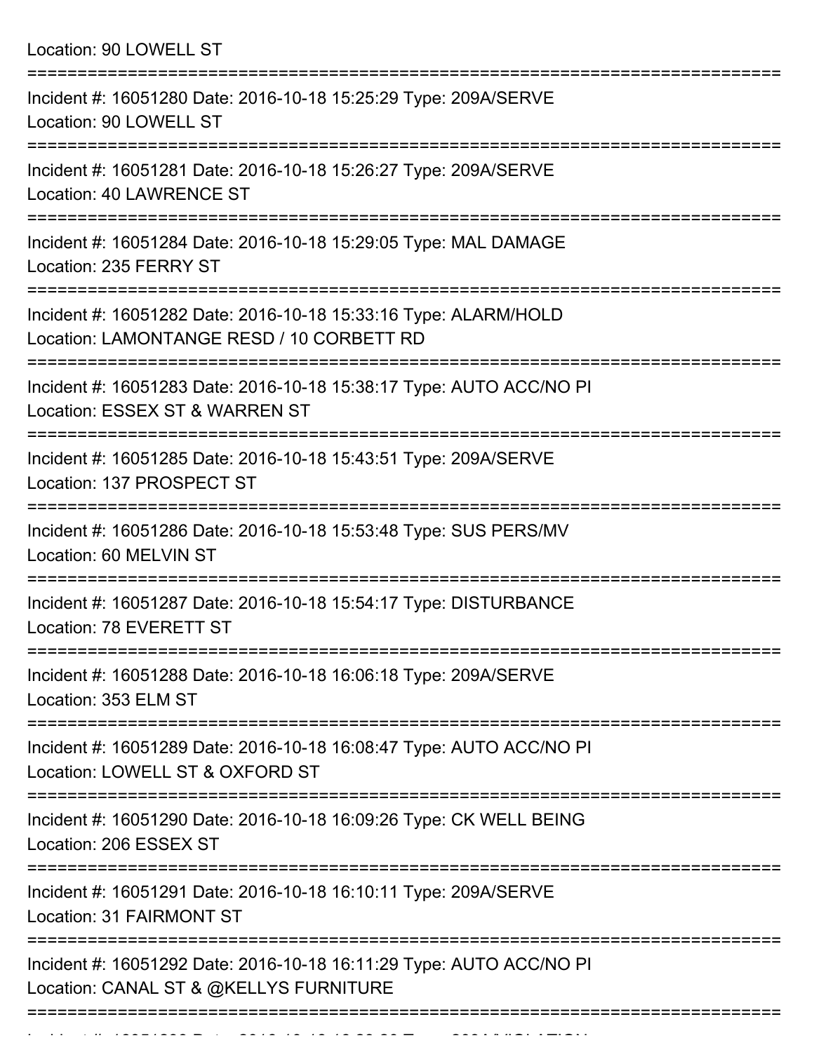Location: 90 LOWELL ST

===========================================================================

Incident #: 16051280 Date: 2016-10-18 15:25:29 Type: 209A/SERVE

Location: 90 LOWELL ST

===========================================================================

Incident #: 16051281 Date: 2016-10-18 15:26:27 Type: 209A/SERVE

Location: 40 LAWRENCE ST

===========================================================================

Incident #: 16051284 Date: 2016-10-18 15:29:05 Type: MAL DAMAGE

Location: 235 FERRY ST

===========================================================================

Incident #: 16051282 Date: 2016-10-18 15:33:16 Type: ALARM/HOLD

Location: LAMONTANGE RESD / 10 CORBETT RD

===========================================================================

Incident #: 16051283 Date: 2016-10-18 15:38:17 Type: AUTO ACC/NO PI

Location: ESSEX ST & WARREN ST

===========================================================================

Incident #: 16051285 Date: 2016-10-18 15:43:51 Type: 209A/SERVE

Location: 137 PROSPECT ST

===========================================================================

Incident #: 16051286 Date: 2016-10-18 15:53:48 Type: SUS PERS/MV

Location: 60 MELVIN ST

===========================================================================

Incident #: 16051287 Date: 2016-10-18 15:54:17 Type: DISTURBANCE

Location: 78 EVERETT ST

===========================================================================

Incident #: 16051288 Date: 2016-10-18 16:06:18 Type: 209A/SERVE

Location: 353 ELM ST

===========================================================================

Incident #: 16051289 Date: 2016-10-18 16:08:47 Type: AUTO ACC/NO PI

Location: LOWELL ST & OXFORD ST

===========================================================================

Incident #: 16051290 Date: 2016-10-18 16:09:26 Type: CK WELL BEING

Location: 206 ESSEX ST

===========================================================================

Incident #: 16051291 Date: 2016-10-18 16:10:11 Type: 209A/SERVE

Location: 31 FAIRMONT ST

===========================================================================

Incident #: 16051292 Date: 2016-10-18 16:11:29 Type: AUTO ACC/NO PI

Location: CANAL ST & @KELLYS FURNITURE

===========================================================================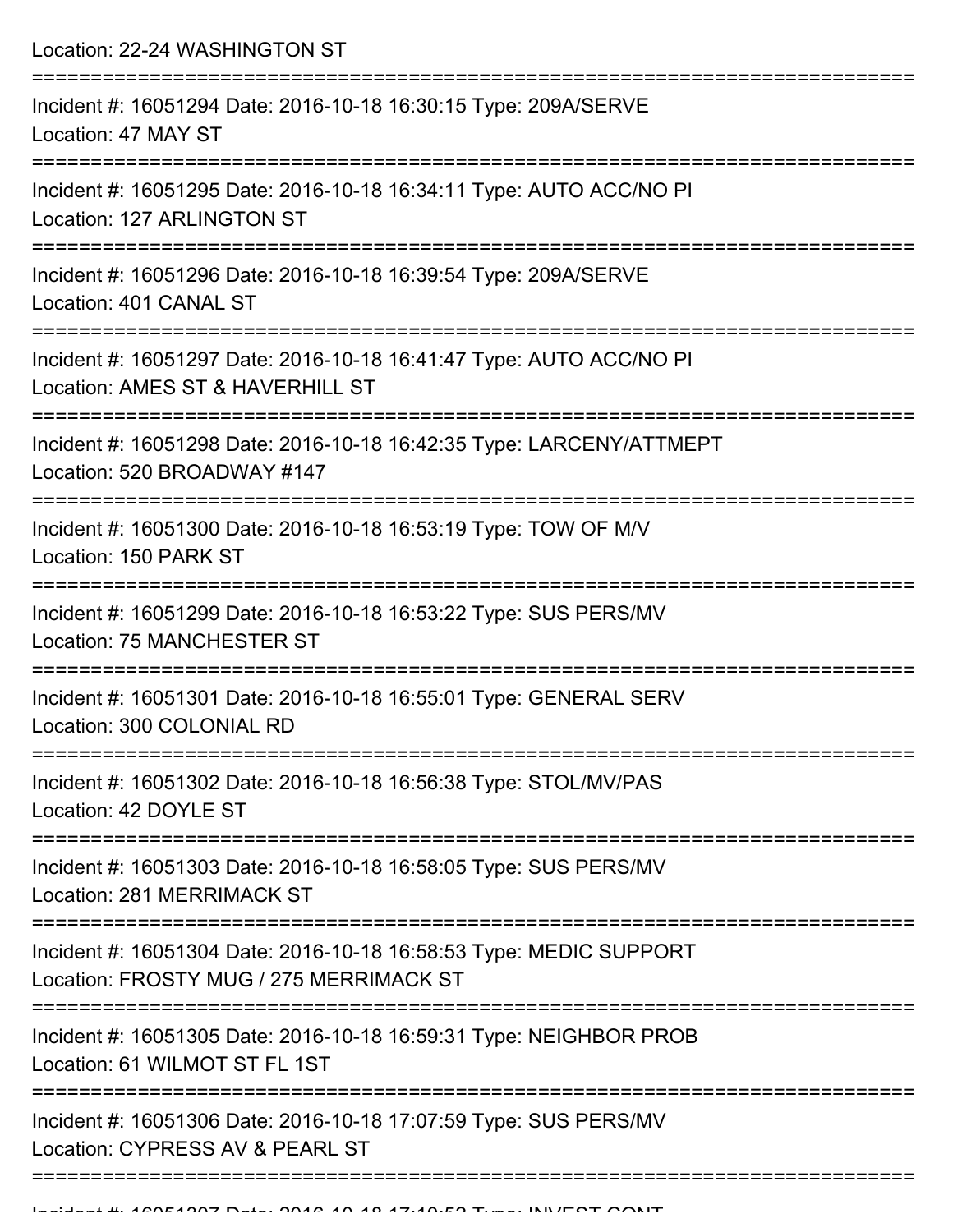Location: 22-24 WASHINGTON ST

===========================================================================

Incident #: 16051294 Date: 2016-10-18 16:30:15 Type: 209A/SERVE
Location: 47 MAY ST

===========================================================================

Incident #: 16051295 Date: 2016-10-18 16:34:11 Type: AUTO ACC/NO PI
Location: 127 ARLINGTON ST

===========================================================================

Incident #: 16051296 Date: 2016-10-18 16:39:54 Type: 209A/SERVE
Location: 401 CANAL ST

===========================================================================

Incident #: 16051297 Date: 2016-10-18 16:41:47 Type: AUTO ACC/NO PI
Location: AMES ST & HAVERHILL ST

===========================================================================

Incident #: 16051298 Date: 2016-10-18 16:42:35 Type: LARCENY/ATTMEPT
Location: 520 BROADWAY #147

===========================================================================

Incident #: 16051300 Date: 2016-10-18 16:53:19 Type: TOW OF M/V
Location: 150 PARK ST

===========================================================================

Incident #: 16051299 Date: 2016-10-18 16:53:22 Type: SUS PERS/MV
Location: 75 MANCHESTER ST

===========================================================================

Incident #: 16051301 Date: 2016-10-18 16:55:01 Type: GENERAL SERV
Location: 300 COLONIAL RD

===========================================================================

Incident #: 16051302 Date: 2016-10-18 16:56:38 Type: STOL/MV/PAS
Location: 42 DOYLE ST

===========================================================================

Incident #: 16051303 Date: 2016-10-18 16:58:05 Type: SUS PERS/MV
Location: 281 MERRIMACK ST

===========================================================================

Incident #: 16051304 Date: 2016-10-18 16:58:53 Type: MEDIC SUPPORT
Location: FROSTY MUG / 275 MERRIMACK ST

===========================================================================

Incident #: 16051305 Date: 2016-10-18 16:59:31 Type: NEIGHBOR PROB
Location: 61 WILMOT ST FL 1ST

===========================================================================

Incident #: 16051306 Date: 2016-10-18 17:07:59 Type: SUS PERS/MV
Location: CYPRESS AV & PEARL ST

===========================================================================

Incident #: 16051307 Date: 2016-10-18 17:10:53 Type: INVEST CONT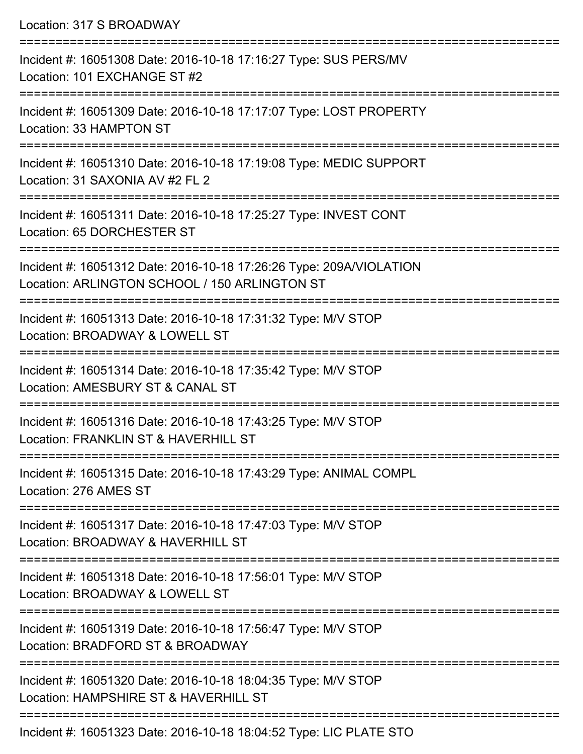Location: 317 S BROADWAY

===========================================================================

Incident #: 16051308 Date: 2016-10-18 17:16:27 Type: SUS PERS/MV
Location: 101 EXCHANGE ST #2

===========================================================================

Incident #: 16051309 Date: 2016-10-18 17:17:07 Type: LOST PROPERTY
Location: 33 HAMPTON ST

===========================================================================

Incident #: 16051310 Date: 2016-10-18 17:19:08 Type: MEDIC SUPPORT
Location: 31 SAXONIA AV #2 FL 2

===========================================================================

Incident #: 16051311 Date: 2016-10-18 17:25:27 Type: INVEST CONT
Location: 65 DORCHESTER ST

===========================================================================

Incident #: 16051312 Date: 2016-10-18 17:26:26 Type: 209A/VIOLATION
Location: ARLINGTON SCHOOL / 150 ARLINGTON ST

===========================================================================

Incident #: 16051313 Date: 2016-10-18 17:31:32 Type: M/V STOP
Location: BROADWAY & LOWELL ST

===========================================================================

Incident #: 16051314 Date: 2016-10-18 17:35:42 Type: M/V STOP
Location: AMESBURY ST & CANAL ST

===========================================================================

Incident #: 16051316 Date: 2016-10-18 17:43:25 Type: M/V STOP
Location: FRANKLIN ST & HAVERHILL ST

===========================================================================

Incident #: 16051315 Date: 2016-10-18 17:43:29 Type: ANIMAL COMPL
Location: 276 AMES ST

===========================================================================

Incident #: 16051317 Date: 2016-10-18 17:47:03 Type: M/V STOP
Location: BROADWAY & HAVERHILL ST

===========================================================================

Incident #: 16051318 Date: 2016-10-18 17:56:01 Type: M/V STOP
Location: BROADWAY & LOWELL ST

===========================================================================

Incident #: 16051319 Date: 2016-10-18 17:56:47 Type: M/V STOP
Location: BRADFORD ST & BROADWAY

===========================================================================

Incident #: 16051320 Date: 2016-10-18 18:04:35 Type: M/V STOP
Location: HAMPSHIRE ST & HAVERHILL ST

===========================================================================

Incident #: 16051323 Date: 2016-10-18 18:04:52 Type: LIC PLATE STO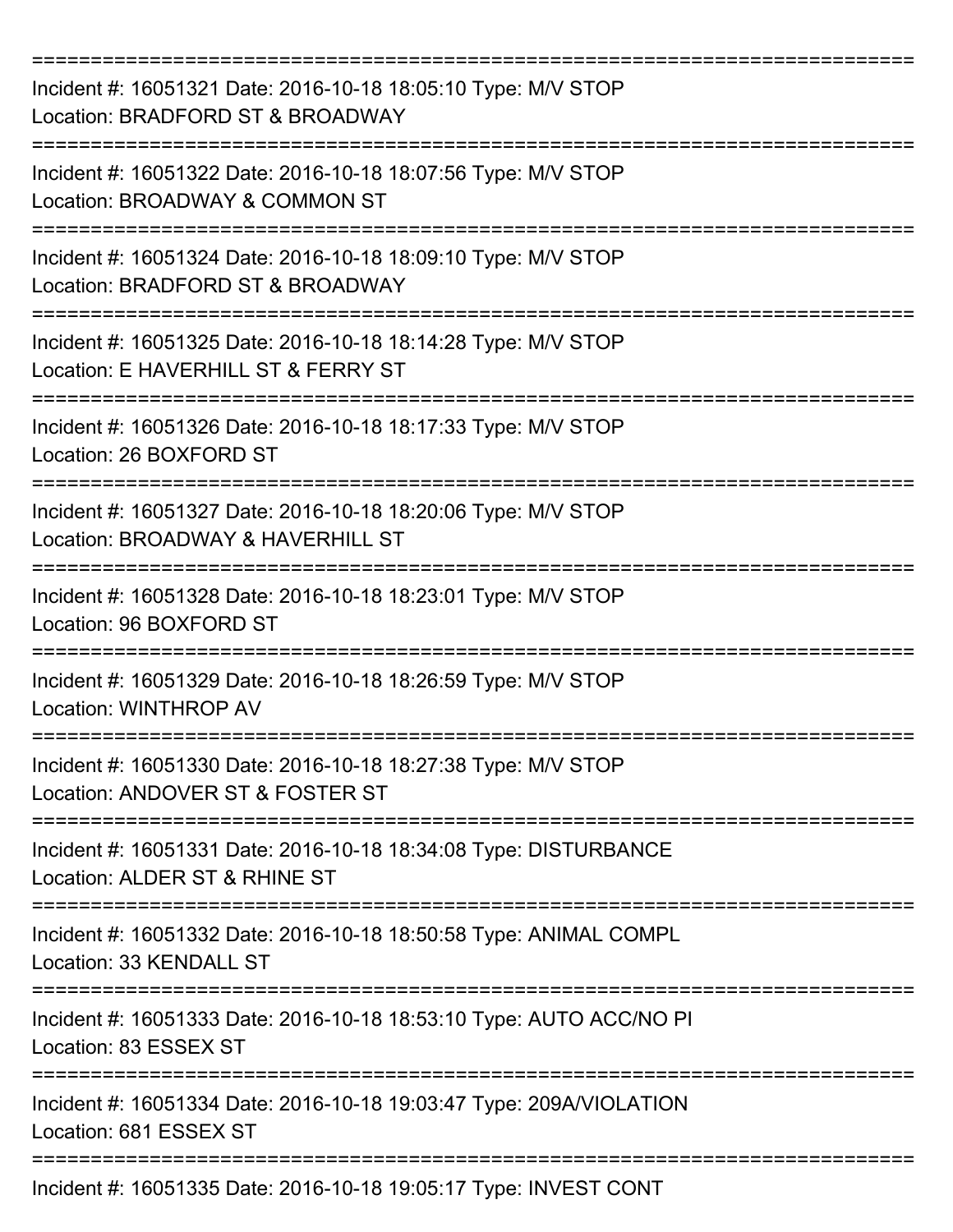===========================================================================
Incident #: 16051321 Date: 2016-10-18 18:05:10 Type: M/V STOP
Location: BRADFORD ST & BROADWAY
===========================================================================
Incident #: 16051322 Date: 2016-10-18 18:07:56 Type: M/V STOP
Location: BROADWAY & COMMON ST
===========================================================================
Incident #: 16051324 Date: 2016-10-18 18:09:10 Type: M/V STOP
Location: BRADFORD ST & BROADWAY
===========================================================================
Incident #: 16051325 Date: 2016-10-18 18:14:28 Type: M/V STOP
Location: E HAVERHILL ST & FERRY ST
===========================================================================
Incident #: 16051326 Date: 2016-10-18 18:17:33 Type: M/V STOP
Location: 26 BOXFORD ST
===========================================================================
Incident #: 16051327 Date: 2016-10-18 18:20:06 Type: M/V STOP
Location: BROADWAY & HAVERHILL ST
===========================================================================
Incident #: 16051328 Date: 2016-10-18 18:23:01 Type: M/V STOP
Location: 96 BOXFORD ST
===========================================================================
Incident #: 16051329 Date: 2016-10-18 18:26:59 Type: M/V STOP
Location: WINTHROP AV
===========================================================================
Incident #: 16051330 Date: 2016-10-18 18:27:38 Type: M/V STOP
Location: ANDOVER ST & FOSTER ST
===========================================================================
Incident #: 16051331 Date: 2016-10-18 18:34:08 Type: DISTURBANCE
Location: ALDER ST & RHINE ST
===========================================================================
Incident #: 16051332 Date: 2016-10-18 18:50:58 Type: ANIMAL COMPL
Location: 33 KENDALL ST
===========================================================================
Incident #: 16051333 Date: 2016-10-18 18:53:10 Type: AUTO ACC/NO PI
Location: 83 ESSEX ST
===========================================================================
Incident #: 16051334 Date: 2016-10-18 19:03:47 Type: 209A/VIOLATION
Location: 681 ESSEX ST
===========================================================================
Incident #: 16051335 Date: 2016-10-18 19:05:17 Type: INVEST CONT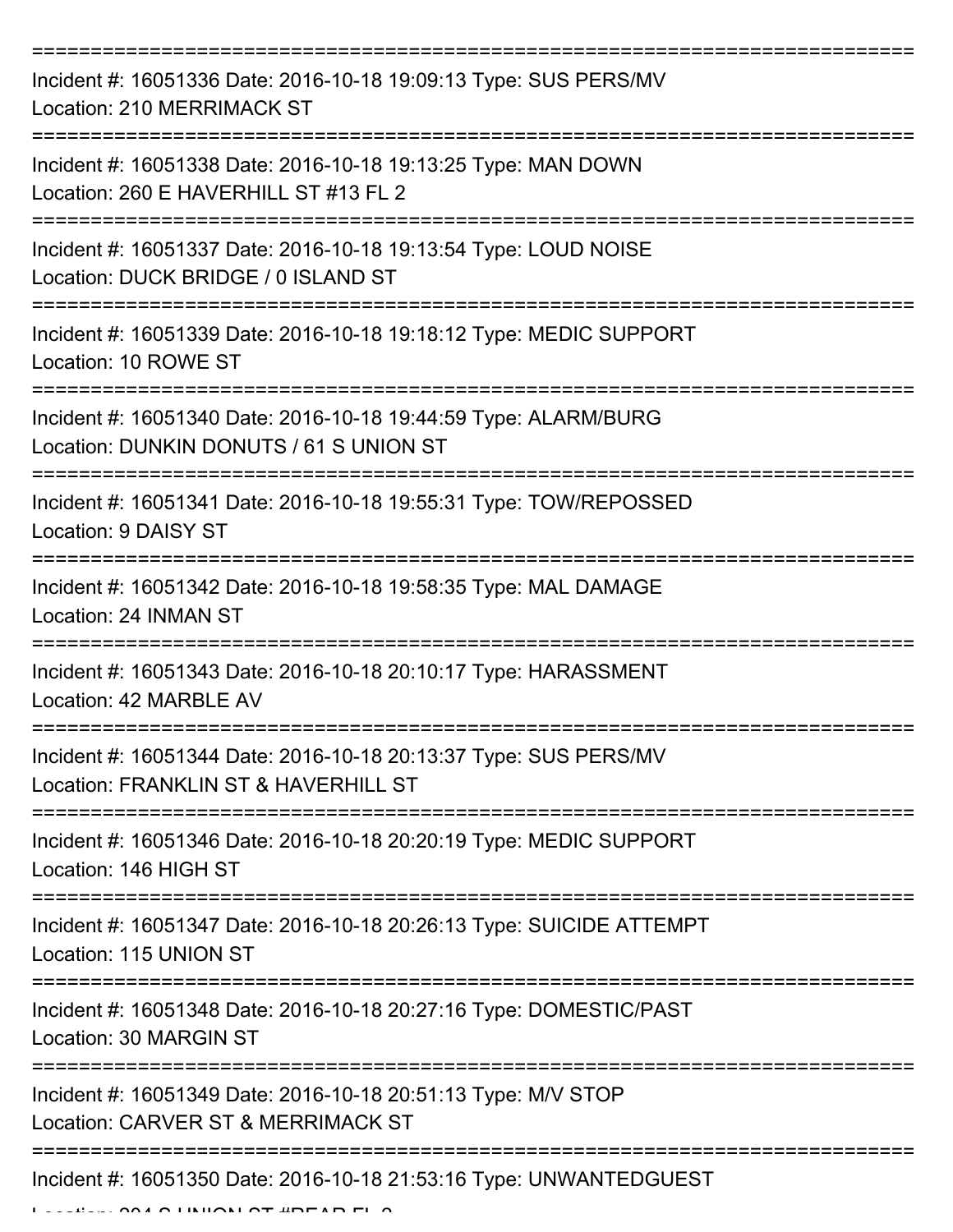Incident #: 16051336 Date: 2016-10-18 19:09:13 Type: SUS PERS/MV
Location: 210 MERRIMACK ST

Incident #: 16051338 Date: 2016-10-18 19:13:25 Type: MAN DOWN
Location: 260 E HAVERHILL ST #13 FL 2

Incident #: 16051337 Date: 2016-10-18 19:13:54 Type: LOUD NOISE
Location: DUCK BRIDGE / 0 ISLAND ST

Incident #: 16051339 Date: 2016-10-18 19:18:12 Type: MEDIC SUPPORT
Location: 10 ROWE ST

Incident #: 16051340 Date: 2016-10-18 19:44:59 Type: ALARM/BURG
Location: DUNKIN DONUTS / 61 S UNION ST

Incident #: 16051341 Date: 2016-10-18 19:55:31 Type: TOW/REPOSSED
Location: 9 DAISY ST

Incident #: 16051342 Date: 2016-10-18 19:58:35 Type: MAL DAMAGE
Location: 24 INMAN ST

Incident #: 16051343 Date: 2016-10-18 20:10:17 Type: HARASSMENT
Location: 42 MARBLE AV

Incident #: 16051344 Date: 2016-10-18 20:13:37 Type: SUS PERS/MV
Location: FRANKLIN ST & HAVERHILL ST

Incident #: 16051346 Date: 2016-10-18 20:20:19 Type: MEDIC SUPPORT
Location: 146 HIGH ST

Incident #: 16051347 Date: 2016-10-18 20:26:13 Type: SUICIDE ATTEMPT
Location: 115 UNION ST

Incident #: 16051348 Date: 2016-10-18 20:27:16 Type: DOMESTIC/PAST
Location: 30 MARGIN ST

Incident #: 16051349 Date: 2016-10-18 20:51:13 Type: M/V STOP
Location: CARVER ST & MERRIMACK ST

Incident #: 16051350 Date: 2016-10-18 21:53:16 Type: UNWANTEDGUEST
Location: 204 S UNION ST #REAR FL 2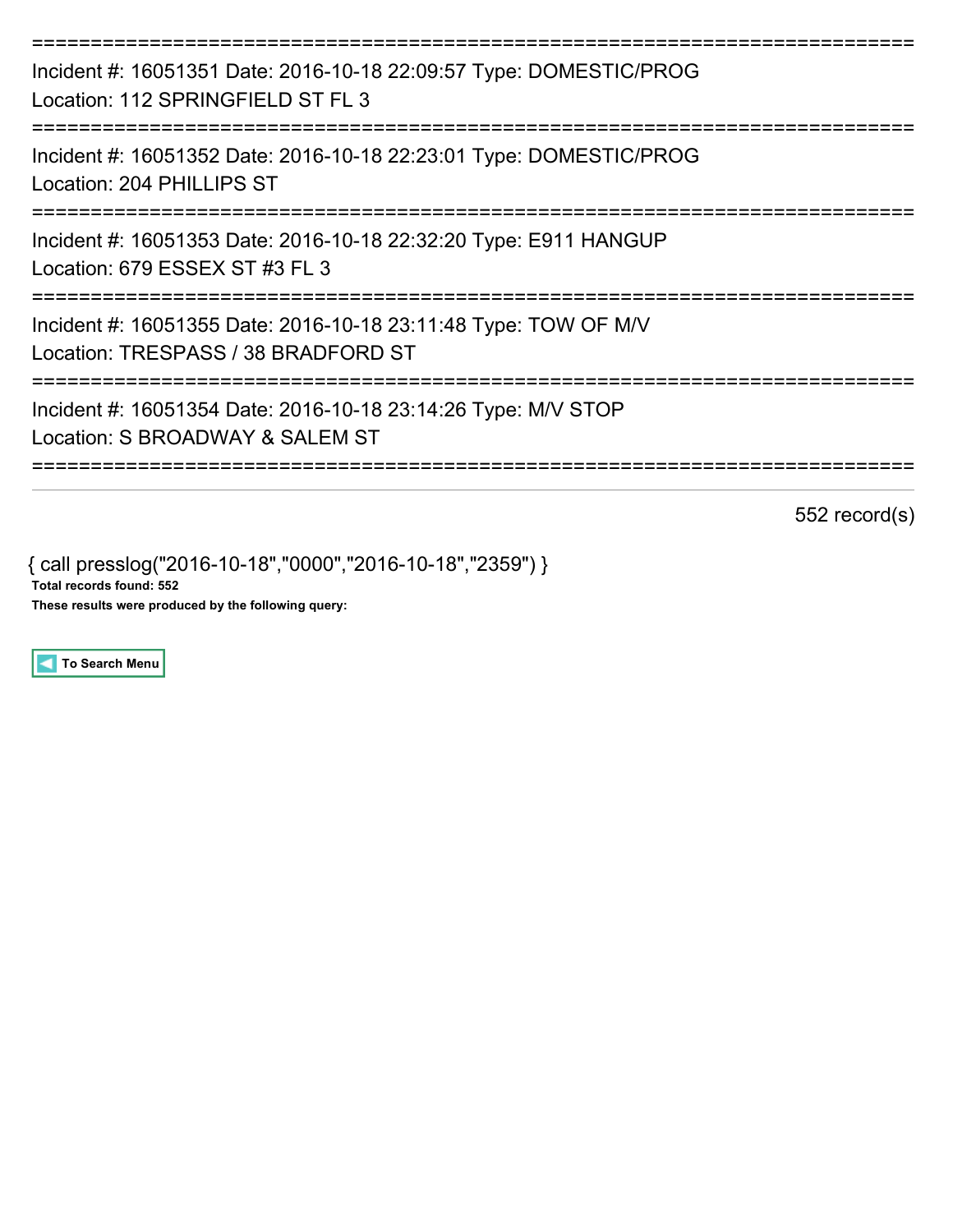===========================================================================

Incident #: 16051351 Date: 2016-10-18 22:09:57 Type: DOMESTIC/PROG
Location: 112 SPRINGFIELD ST FL 3

===========================================================================

Incident #: 16051352 Date: 2016-10-18 22:23:01 Type: DOMESTIC/PROG
Location: 204 PHILLIPS ST

===========================================================================

Incident #: 16051353 Date: 2016-10-18 22:32:20 Type: E911 HANGUP
Location: 679 ESSEX ST #3 FL 3

===========================================================================

Incident #: 16051355 Date: 2016-10-18 23:11:48 Type: TOW OF M/V
Location: TRESPASS / 38 BRADFORD ST

===========================================================================

Incident #: 16051354 Date: 2016-10-18 23:14:26 Type: M/V STOP
Location: S BROADWAY & SALEM ST

===========================================================================

552 record(s)

{ call presslog("2016-10-18","0000","2016-10-18","2359") }

**Total records found: 552**

**These results were produced by the following query:**

To Search Menu